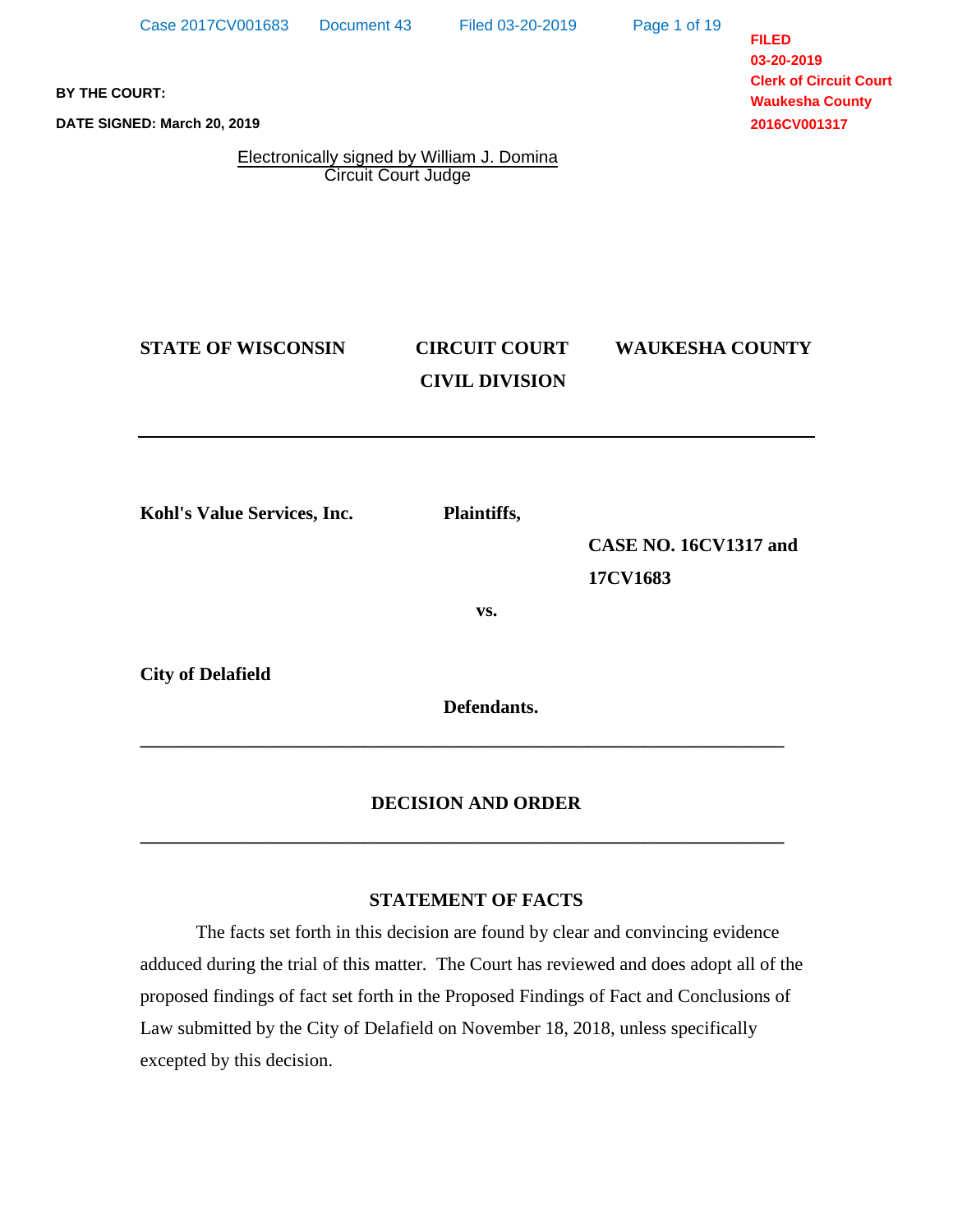**BY THE COURT:**

**DATE SIGNED: March 20, 2019**

Electronically signed by William J. Domina
Circuit Court Judge

FILED
03-20-2019
Clerk of Circuit Court
Waukesha County
2016CV001317

**STATE OF WISCONSIN** | **CIRCUIT COURT** | **WAUKESHA COUNTY**

**CIVIL DIVISION**

---

**Kohl's Value Services, Inc.** **Plaintiffs,**

**CASE NO. 16CV1317 and 17CV1683**

**vs.**

**City of Delafield**

**Defendants.**

---

## DECISION AND ORDER

---

### STATEMENT OF FACTS

The facts set forth in this decision are found by clear and convincing evidence adduced during the trial of this matter. The Court has reviewed and does adopt all of the proposed findings of fact set forth in the Proposed Findings of Fact and Conclusions of Law submitted by the City of Delafield on November 18, 2018, unless specifically excepted by this decision.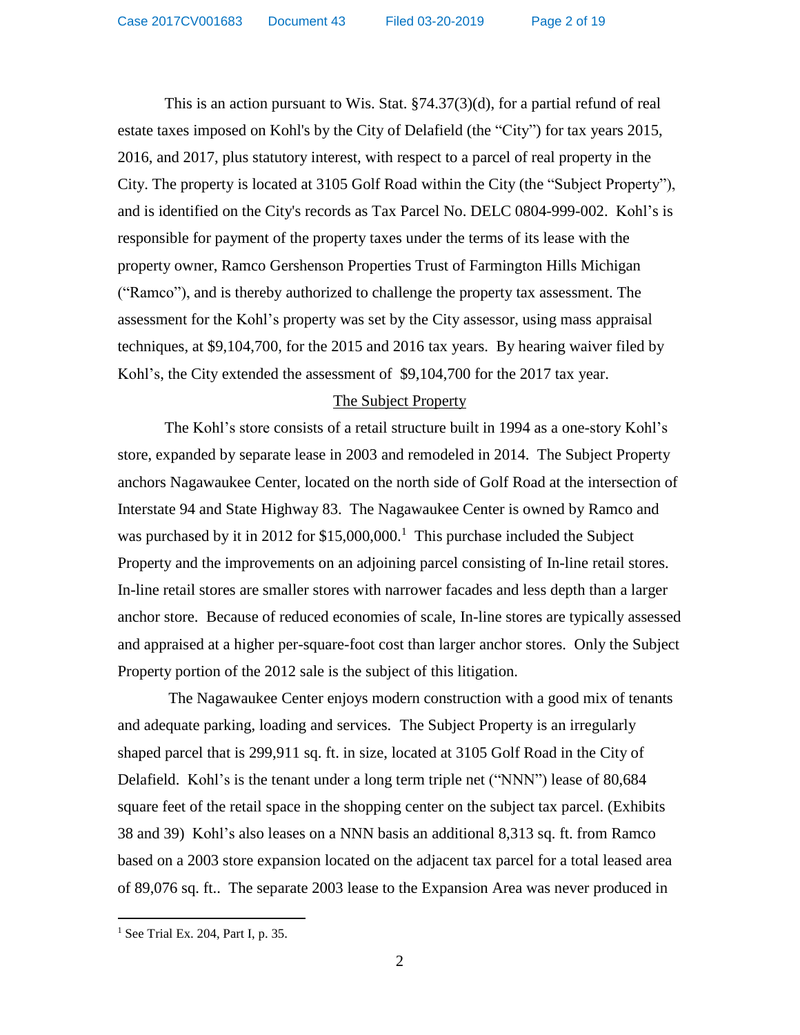This is an action pursuant to Wis. Stat. §74.37(3)(d), for a partial refund of real estate taxes imposed on Kohl's by the City of Delafield (the "City") for tax years 2015, 2016, and 2017, plus statutory interest, with respect to a parcel of real property in the City. The property is located at 3105 Golf Road within the City (the "Subject Property"), and is identified on the City's records as Tax Parcel No. DELC 0804-999-002. Kohl's is responsible for payment of the property taxes under the terms of its lease with the property owner, Ramco Gershenson Properties Trust of Farmington Hills Michigan ("Ramco"), and is thereby authorized to challenge the property tax assessment. The assessment for the Kohl's property was set by the City assessor, using mass appraisal techniques, at $9,104,700, for the 2015 and 2016 tax years. By hearing waiver filed by Kohl's, the City extended the assessment of $9,104,700 for the 2017 tax year.

## The Subject Property

The Kohl's store consists of a retail structure built in 1994 as a one-story Kohl's store, expanded by separate lease in 2003 and remodeled in 2014. The Subject Property anchors Nagawaukee Center, located on the north side of Golf Road at the intersection of Interstate 94 and State Highway 83. The Nagawaukee Center is owned by Ramco and was purchased by it in 2012 for $15,000,000.[1] This purchase included the Subject Property and the improvements on an adjoining parcel consisting of In-line retail stores. In-line retail stores are smaller stores with narrower facades and less depth than a larger anchor store. Because of reduced economies of scale, In-line stores are typically assessed and appraised at a higher per-square-foot cost than larger anchor stores. Only the Subject Property portion of the 2012 sale is the subject of this litigation.

The Nagawaukee Center enjoys modern construction with a good mix of tenants and adequate parking, loading and services. The Subject Property is an irregularly shaped parcel that is 299,911 sq. ft. in size, located at 3105 Golf Road in the City of Delafield. Kohl's is the tenant under a long term triple net ("NNN") lease of 80,684 square feet of the retail space in the shopping center on the subject tax parcel. (Exhibits 38 and 39) Kohl's also leases on a NNN basis an additional 8,313 sq. ft. from Ramco based on a 2003 store expansion located on the adjacent tax parcel for a total leased area of 89,076 sq. ft.. The separate 2003 lease to the Expansion Area was never produced in

[1] See Trial Ex. 204, Part I, p. 35.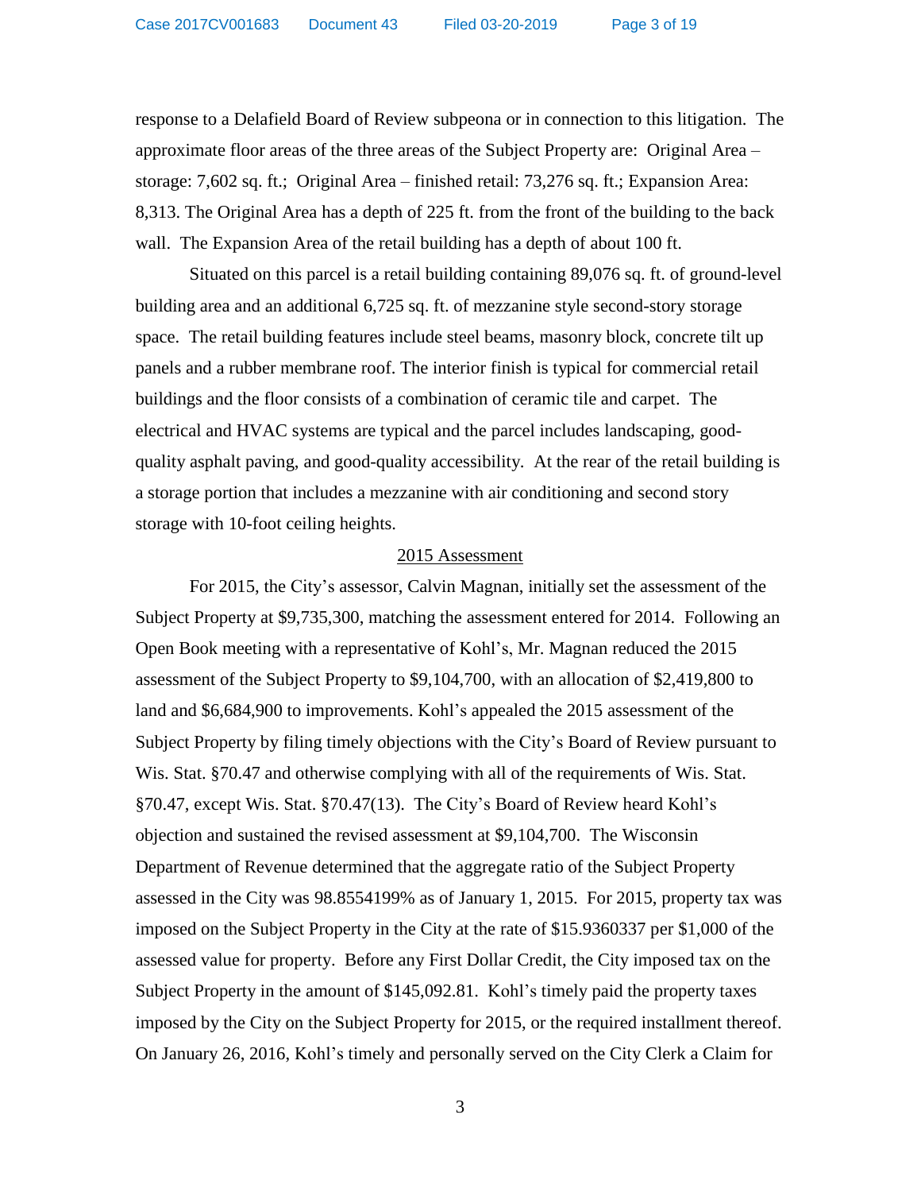response to a Delafield Board of Review subpeona or in connection to this litigation. The approximate floor areas of the three areas of the Subject Property are: Original Area – storage: 7,602 sq. ft.; Original Area – finished retail: 73,276 sq. ft.; Expansion Area: 8,313. The Original Area has a depth of 225 ft. from the front of the building to the back wall. The Expansion Area of the retail building has a depth of about 100 ft.

Situated on this parcel is a retail building containing 89,076 sq. ft. of ground-level building area and an additional 6,725 sq. ft. of mezzanine style second-story storage space. The retail building features include steel beams, masonry block, concrete tilt up panels and a rubber membrane roof. The interior finish is typical for commercial retail buildings and the floor consists of a combination of ceramic tile and carpet. The electrical and HVAC systems are typical and the parcel includes landscaping, good-quality asphalt paving, and good-quality accessibility. At the rear of the retail building is a storage portion that includes a mezzanine with air conditioning and second story storage with 10-foot ceiling heights.

## 2015 Assessment

For 2015, the City's assessor, Calvin Magnan, initially set the assessment of the Subject Property at $9,735,300, matching the assessment entered for 2014. Following an Open Book meeting with a representative of Kohl's, Mr. Magnan reduced the 2015 assessment of the Subject Property to $9,104,700, with an allocation of $2,419,800 to land and $6,684,900 to improvements. Kohl's appealed the 2015 assessment of the Subject Property by filing timely objections with the City's Board of Review pursuant to Wis. Stat. §70.47 and otherwise complying with all of the requirements of Wis. Stat. §70.47, except Wis. Stat. §70.47(13). The City's Board of Review heard Kohl's objection and sustained the revised assessment at $9,104,700. The Wisconsin Department of Revenue determined that the aggregate ratio of the Subject Property assessed in the City was 98.8554199% as of January 1, 2015. For 2015, property tax was imposed on the Subject Property in the City at the rate of $15.9360337 per $1,000 of the assessed value for property. Before any First Dollar Credit, the City imposed tax on the Subject Property in the amount of $145,092.81. Kohl's timely paid the property taxes imposed by the City on the Subject Property for 2015, or the required installment thereof. On January 26, 2016, Kohl's timely and personally served on the City Clerk a Claim for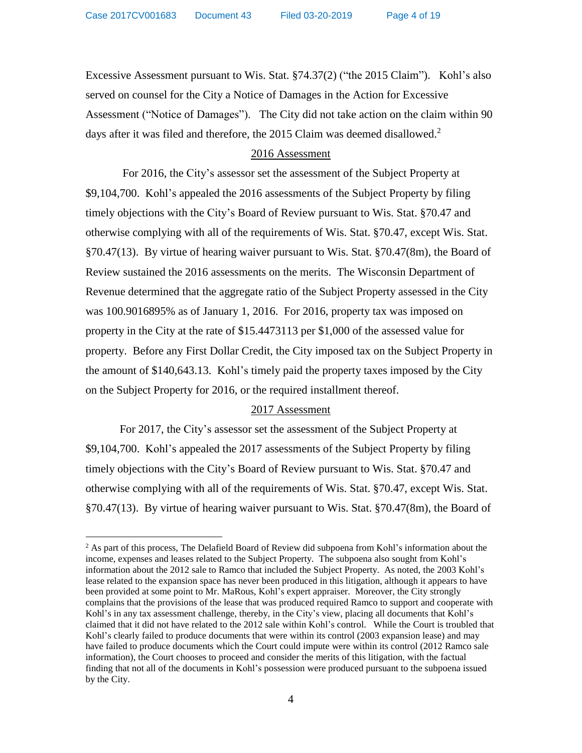Excessive Assessment pursuant to Wis. Stat. §74.37(2) ("the 2015 Claim"). Kohl's also served on counsel for the City a Notice of Damages in the Action for Excessive Assessment ("Notice of Damages"). The City did not take action on the claim within 90 days after it was filed and therefore, the 2015 Claim was deemed disallowed.[2]

2016 Assessment

For 2016, the City's assessor set the assessment of the Subject Property at $9,104,700. Kohl's appealed the 2016 assessments of the Subject Property by filing timely objections with the City's Board of Review pursuant to Wis. Stat. §70.47 and otherwise complying with all of the requirements of Wis. Stat. §70.47, except Wis. Stat. §70.47(13). By virtue of hearing waiver pursuant to Wis. Stat. §70.47(8m), the Board of Review sustained the 2016 assessments on the merits. The Wisconsin Department of Revenue determined that the aggregate ratio of the Subject Property assessed in the City was 100.9016895% as of January 1, 2016. For 2016, property tax was imposed on property in the City at the rate of $15.4473113 per $1,000 of the assessed value for property. Before any First Dollar Credit, the City imposed tax on the Subject Property in the amount of $140,643.13. Kohl's timely paid the property taxes imposed by the City on the Subject Property for 2016, or the required installment thereof.

2017 Assessment

For 2017, the City's assessor set the assessment of the Subject Property at $9,104,700. Kohl's appealed the 2017 assessments of the Subject Property by filing timely objections with the City's Board of Review pursuant to Wis. Stat. §70.47 and otherwise complying with all of the requirements of Wis. Stat. §70.47, except Wis. Stat. §70.47(13). By virtue of hearing waiver pursuant to Wis. Stat. §70.47(8m), the Board of

---

[2] As part of this process, The Delafield Board of Review did subpoena from Kohl's information about the income, expenses and leases related to the Subject Property. The subpoena also sought from Kohl's information about the 2012 sale to Ramco that included the Subject Property. As noted, the 2003 Kohl's lease related to the expansion space has never been produced in this litigation, although it appears to have been provided at some point to Mr. MaRous, Kohl's expert appraiser. Moreover, the City strongly complains that the provisions of the lease that was produced required Ramco to support and cooperate with Kohl's in any tax assessment challenge, thereby, in the City's view, placing all documents that Kohl's claimed that it did not have related to the 2012 sale within Kohl's control. While the Court is troubled that Kohl's clearly failed to produce documents that were within its control (2003 expansion lease) and may have failed to produce documents which the Court could impute were within its control (2012 Ramco sale information), the Court chooses to proceed and consider the merits of this litigation, with the factual finding that not all of the documents in Kohl's possession were produced pursuant to the subpoena issued by the City.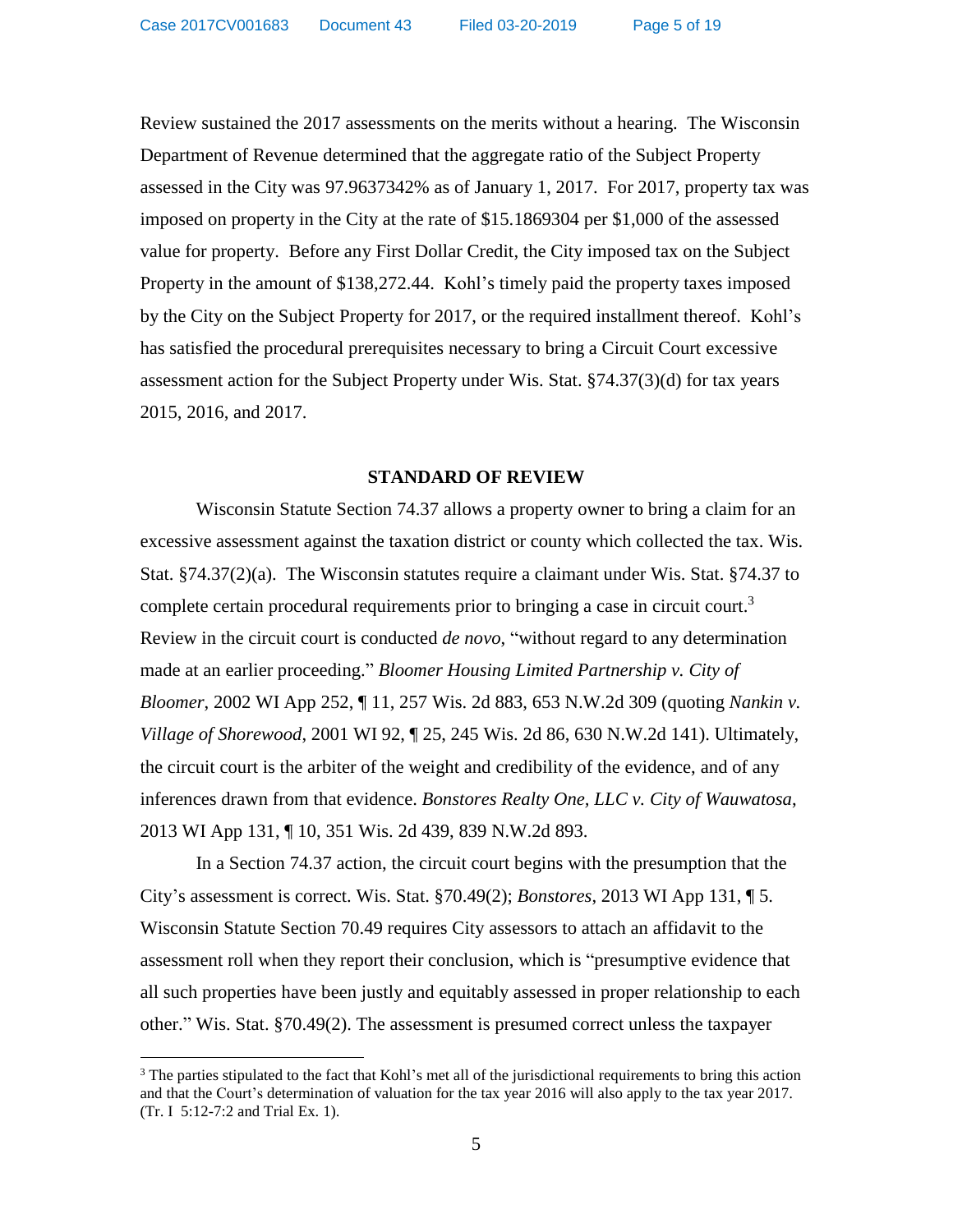Review sustained the 2017 assessments on the merits without a hearing. The Wisconsin Department of Revenue determined that the aggregate ratio of the Subject Property assessed in the City was 97.9637342% as of January 1, 2017. For 2017, property tax was imposed on property in the City at the rate of $15.1869304 per $1,000 of the assessed value for property. Before any First Dollar Credit, the City imposed tax on the Subject Property in the amount of $138,272.44. Kohl's timely paid the property taxes imposed by the City on the Subject Property for 2017, or the required installment thereof. Kohl's has satisfied the procedural prerequisites necessary to bring a Circuit Court excessive assessment action for the Subject Property under Wis. Stat. §74.37(3)(d) for tax years 2015, 2016, and 2017.

## STANDARD OF REVIEW

Wisconsin Statute Section 74.37 allows a property owner to bring a claim for an excessive assessment against the taxation district or county which collected the tax. Wis. Stat. §74.37(2)(a). The Wisconsin statutes require a claimant under Wis. Stat. §74.37 to complete certain procedural requirements prior to bringing a case in circuit court.[3] Review in the circuit court is conducted *de novo*, "without regard to any determination made at an earlier proceeding." *Bloomer Housing Limited Partnership v. City of Bloomer*, 2002 WI App 252, ¶ 11, 257 Wis. 2d 883, 653 N.W.2d 309 (quoting *Nankin v. Village of Shorewood*, 2001 WI 92, ¶ 25, 245 Wis. 2d 86, 630 N.W.2d 141). Ultimately, the circuit court is the arbiter of the weight and credibility of the evidence, and of any inferences drawn from that evidence. *Bonstores Realty One, LLC v. City of Wauwatosa*, 2013 WI App 131, ¶ 10, 351 Wis. 2d 439, 839 N.W.2d 893.

In a Section 74.37 action, the circuit court begins with the presumption that the City's assessment is correct. Wis. Stat. §70.49(2); *Bonstores*, 2013 WI App 131, ¶ 5. Wisconsin Statute Section 70.49 requires City assessors to attach an affidavit to the assessment roll when they report their conclusion, which is "presumptive evidence that all such properties have been justly and equitably assessed in proper relationship to each other." Wis. Stat. §70.49(2). The assessment is presumed correct unless the taxpayer

[3] The parties stipulated to the fact that Kohl's met all of the jurisdictional requirements to bring this action and that the Court's determination of valuation for the tax year 2016 will also apply to the tax year 2017. (Tr. I 5:12-7:2 and Trial Ex. 1).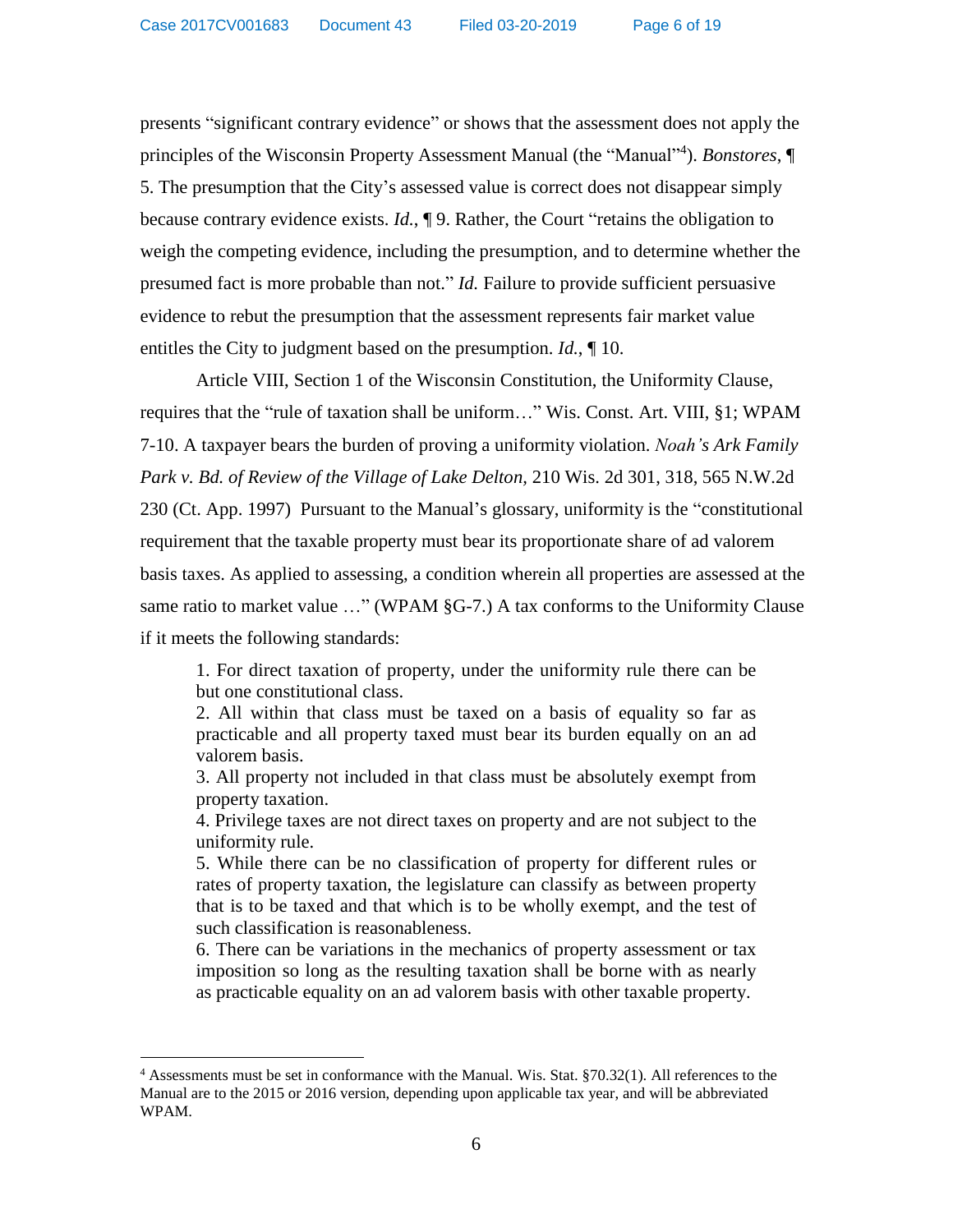presents "significant contrary evidence" or shows that the assessment does not apply the principles of the Wisconsin Property Assessment Manual (the "Manual"[4]). *Bonstores*, ¶ 5. The presumption that the City's assessed value is correct does not disappear simply because contrary evidence exists. *Id.*, ¶ 9. Rather, the Court "retains the obligation to weigh the competing evidence, including the presumption, and to determine whether the presumed fact is more probable than not." *Id.* Failure to provide sufficient persuasive evidence to rebut the presumption that the assessment represents fair market value entitles the City to judgment based on the presumption. *Id.*, ¶ 10.

Article VIII, Section 1 of the Wisconsin Constitution, the Uniformity Clause, requires that the "rule of taxation shall be uniform…" Wis. Const. Art. VIII, §1; WPAM 7-10. A taxpayer bears the burden of proving a uniformity violation. *Noah's Ark Family Park v. Bd. of Review of the Village of Lake Delton,* 210 Wis. 2d 301, 318, 565 N.W.2d 230 (Ct. App. 1997) Pursuant to the Manual's glossary, uniformity is the "constitutional requirement that the taxable property must bear its proportionate share of ad valorem basis taxes. As applied to assessing, a condition wherein all properties are assessed at the same ratio to market value …" (WPAM §G-7.) A tax conforms to the Uniformity Clause if it meets the following standards:

> 1. For direct taxation of property, under the uniformity rule there can be but one constitutional class.
> 2. All within that class must be taxed on a basis of equality so far as practicable and all property taxed must bear its burden equally on an ad valorem basis.
> 3. All property not included in that class must be absolutely exempt from property taxation.
> 4. Privilege taxes are not direct taxes on property and are not subject to the uniformity rule.
> 5. While there can be no classification of property for different rules or rates of property taxation, the legislature can classify as between property that is to be taxed and that which is to be wholly exempt, and the test of such classification is reasonableness.
> 6. There can be variations in the mechanics of property assessment or tax imposition so long as the resulting taxation shall be borne with as nearly as practicable equality on an ad valorem basis with other taxable property.

---

[4] Assessments must be set in conformance with the Manual. Wis. Stat. §70.32(1). All references to the Manual are to the 2015 or 2016 version, depending upon applicable tax year, and will be abbreviated WPAM.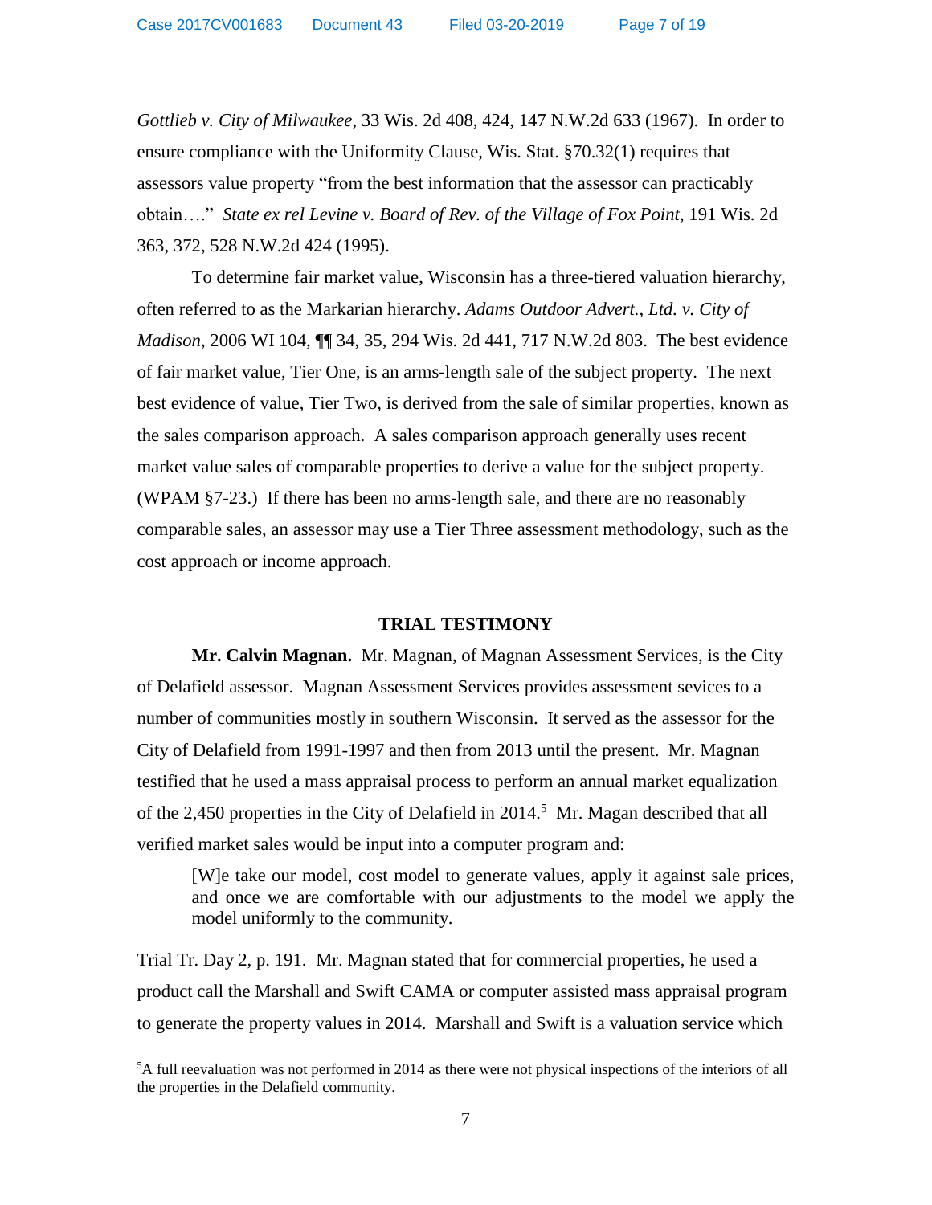*Gottlieb v. City of Milwaukee*, 33 Wis. 2d 408, 424, 147 N.W.2d 633 (1967). In order to ensure compliance with the Uniformity Clause, Wis. Stat. §70.32(1) requires that assessors value property "from the best information that the assessor can practicably obtain…." *State ex rel Levine v. Board of Rev. of the Village of Fox Point*, 191 Wis. 2d 363, 372, 528 N.W.2d 424 (1995).

To determine fair market value, Wisconsin has a three-tiered valuation hierarchy, often referred to as the Markarian hierarchy. *Adams Outdoor Advert., Ltd. v. City of Madison*, 2006 WI 104, ¶¶ 34, 35, 294 Wis. 2d 441, 717 N.W.2d 803. The best evidence of fair market value, Tier One, is an arms-length sale of the subject property. The next best evidence of value, Tier Two, is derived from the sale of similar properties, known as the sales comparison approach. A sales comparison approach generally uses recent market value sales of comparable properties to derive a value for the subject property. (WPAM §7-23.) If there has been no arms-length sale, and there are no reasonably comparable sales, an assessor may use a Tier Three assessment methodology, such as the cost approach or income approach.

## TRIAL TESTIMONY

**Mr. Calvin Magnan.** Mr. Magnan, of Magnan Assessment Services, is the City of Delafield assessor. Magnan Assessment Services provides assessment sevices to a number of communities mostly in southern Wisconsin. It served as the assessor for the City of Delafield from 1991-1997 and then from 2013 until the present. Mr. Magnan testified that he used a mass appraisal process to perform an annual market equalization of the 2,450 properties in the City of Delafield in 2014.[5] Mr. Magan described that all verified market sales would be input into a computer program and:

> [W]e take our model, cost model to generate values, apply it against sale prices, and once we are comfortable with our adjustments to the model we apply the model uniformly to the community.

Trial Tr. Day 2, p. 191. Mr. Magnan stated that for commercial properties, he used a product call the Marshall and Swift CAMA or computer assisted mass appraisal program to generate the property values in 2014. Marshall and Swift is a valuation service which

[5] A full reevaluation was not performed in 2014 as there were not physical inspections of the interiors of all the properties in the Delafield community.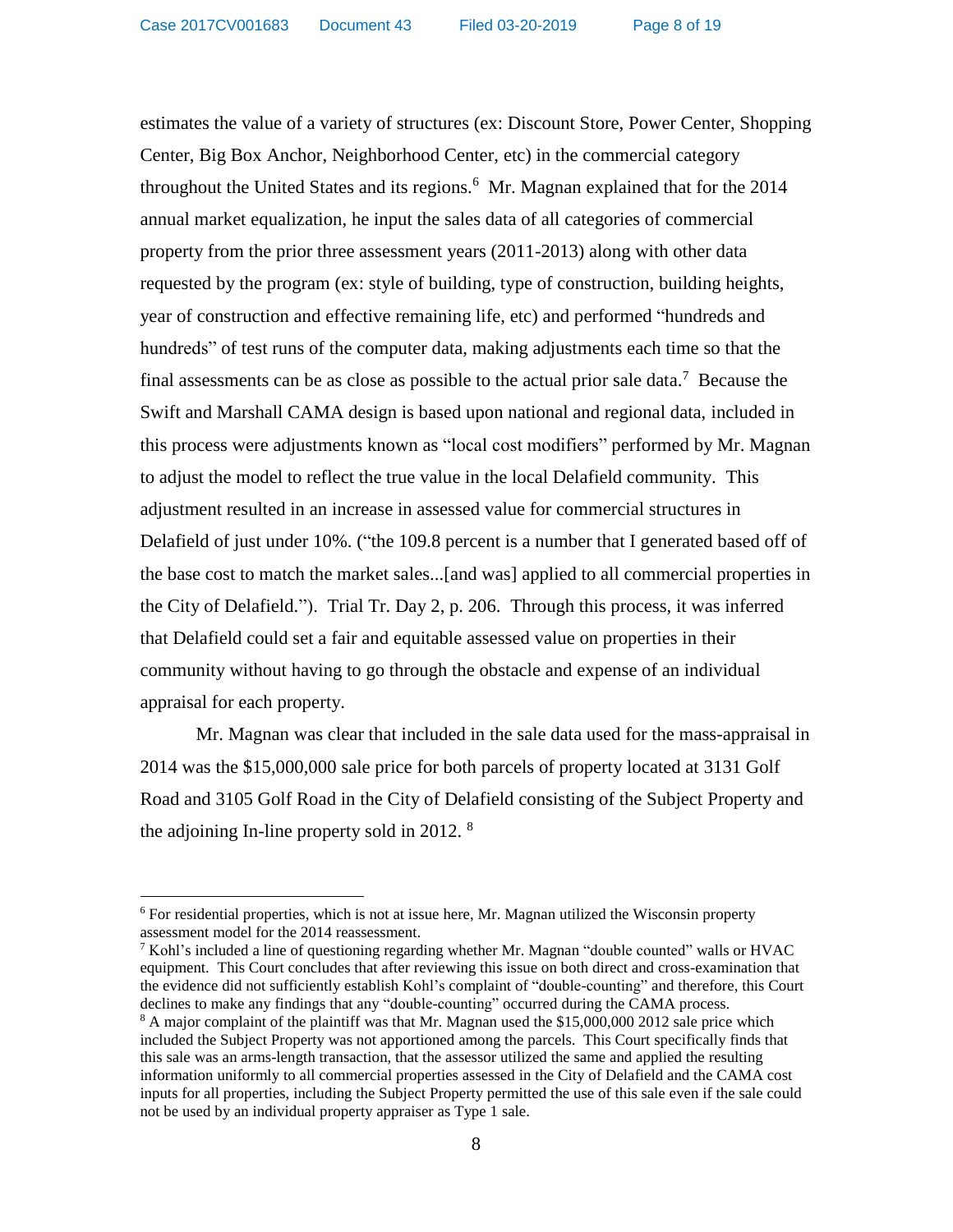estimates the value of a variety of structures (ex: Discount Store, Power Center, Shopping Center, Big Box Anchor, Neighborhood Center, etc) in the commercial category throughout the United States and its regions.[6] Mr. Magnan explained that for the 2014 annual market equalization, he input the sales data of all categories of commercial property from the prior three assessment years (2011-2013) along with other data requested by the program (ex: style of building, type of construction, building heights, year of construction and effective remaining life, etc) and performed "hundreds and hundreds" of test runs of the computer data, making adjustments each time so that the final assessments can be as close as possible to the actual prior sale data.[7] Because the Swift and Marshall CAMA design is based upon national and regional data, included in this process were adjustments known as "local cost modifiers" performed by Mr. Magnan to adjust the model to reflect the true value in the local Delafield community. This adjustment resulted in an increase in assessed value for commercial structures in Delafield of just under 10%. ("the 109.8 percent is a number that I generated based off of the base cost to match the market sales...[and was] applied to all commercial properties in the City of Delafield."). Trial Tr. Day 2, p. 206. Through this process, it was inferred that Delafield could set a fair and equitable assessed value on properties in their community without having to go through the obstacle and expense of an individual appraisal for each property.

Mr. Magnan was clear that included in the sale data used for the mass-appraisal in 2014 was the $15,000,000 sale price for both parcels of property located at 3131 Golf Road and 3105 Golf Road in the City of Delafield consisting of the Subject Property and the adjoining In-line property sold in 2012. [8]

---

[6] For residential properties, which is not at issue here, Mr. Magnan utilized the Wisconsin property assessment model for the 2014 reassessment.

[7] Kohl's included a line of questioning regarding whether Mr. Magnan "double counted" walls or HVAC equipment. This Court concludes that after reviewing this issue on both direct and cross-examination that the evidence did not sufficiently establish Kohl's complaint of "double-counting" and therefore, this Court declines to make any findings that any "double-counting" occurred during the CAMA process.

[8] A major complaint of the plaintiff was that Mr. Magnan used the $15,000,000 2012 sale price which included the Subject Property was not apportioned among the parcels. This Court specifically finds that this sale was an arms-length transaction, that the assessor utilized the same and applied the resulting information uniformly to all commercial properties assessed in the City of Delafield and the CAMA cost inputs for all properties, including the Subject Property permitted the use of this sale even if the sale could not be used by an individual property appraiser as Type 1 sale.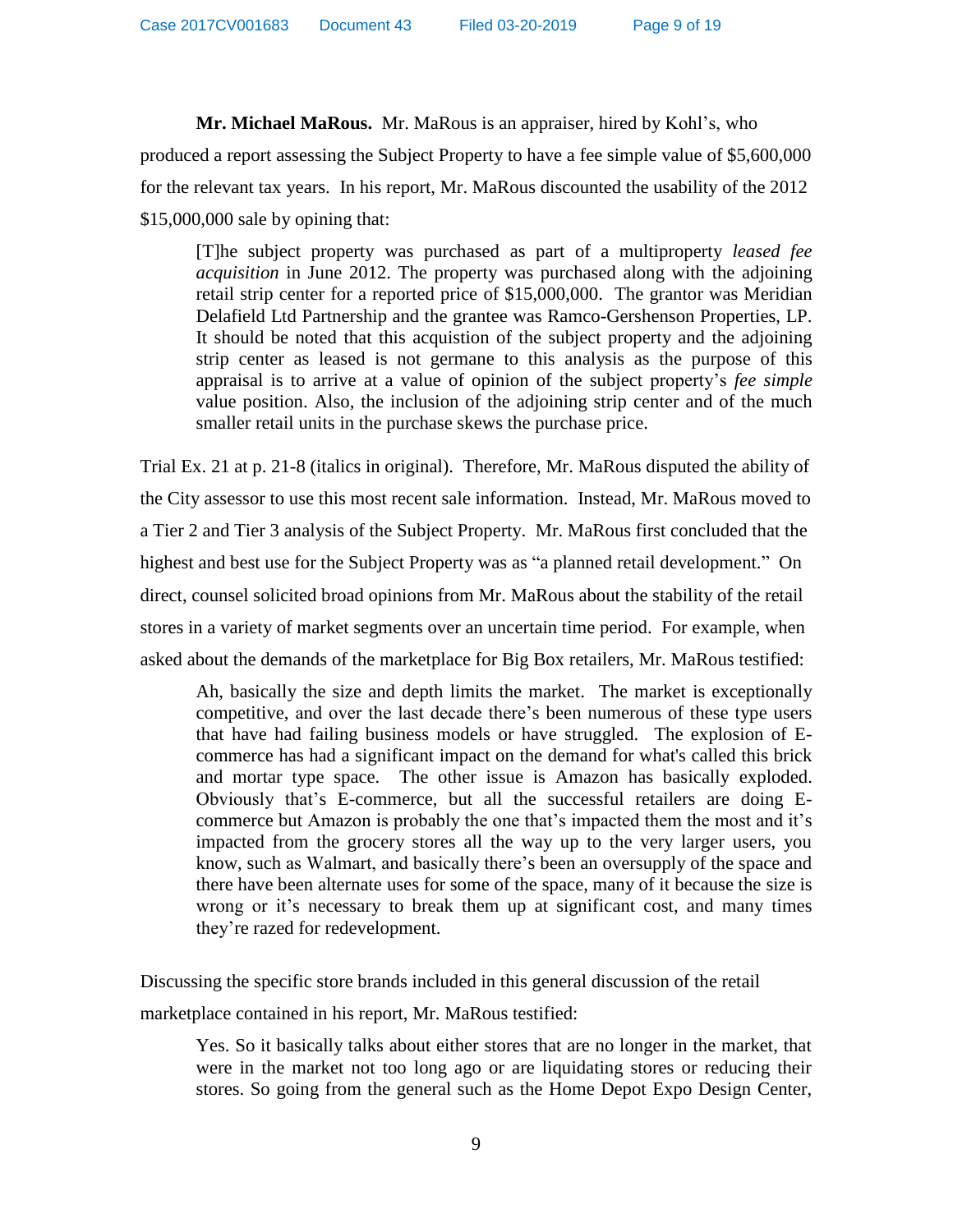**Mr. Michael MaRous.** Mr. MaRous is an appraiser, hired by Kohl's, who produced a report assessing the Subject Property to have a fee simple value of $5,600,000 for the relevant tax years. In his report, Mr. MaRous discounted the usability of the 2012 $15,000,000 sale by opining that:

> [T]he subject property was purchased as part of a multiproperty *leased fee acquisition* in June 2012. The property was purchased along with the adjoining retail strip center for a reported price of $15,000,000. The grantor was Meridian Delafield Ltd Partnership and the grantee was Ramco-Gershenson Properties, LP. It should be noted that this acquistion of the subject property and the adjoining strip center as leased is not germane to this analysis as the purpose of this appraisal is to arrive at a value of opinion of the subject property's *fee simple* value position. Also, the inclusion of the adjoining strip center and of the much smaller retail units in the purchase skews the purchase price.

Trial Ex. 21 at p. 21-8 (italics in original). Therefore, Mr. MaRous disputed the ability of the City assessor to use this most recent sale information. Instead, Mr. MaRous moved to a Tier 2 and Tier 3 analysis of the Subject Property. Mr. MaRous first concluded that the highest and best use for the Subject Property was as "a planned retail development." On direct, counsel solicited broad opinions from Mr. MaRous about the stability of the retail stores in a variety of market segments over an uncertain time period. For example, when asked about the demands of the marketplace for Big Box retailers, Mr. MaRous testified:

> Ah, basically the size and depth limits the market. The market is exceptionally competitive, and over the last decade there's been numerous of these type users that have had failing business models or have struggled. The explosion of E-commerce has had a significant impact on the demand for what's called this brick and mortar type space. The other issue is Amazon has basically exploded. Obviously that's E-commerce, but all the successful retailers are doing E-commerce but Amazon is probably the one that's impacted them the most and it's impacted from the grocery stores all the way up to the very larger users, you know, such as Walmart, and basically there's been an oversupply of the space and there have been alternate uses for some of the space, many of it because the size is wrong or it's necessary to break them up at significant cost, and many times they're razed for redevelopment.

Discussing the specific store brands included in this general discussion of the retail marketplace contained in his report, Mr. MaRous testified:

> Yes. So it basically talks about either stores that are no longer in the market, that were in the market not too long ago or are liquidating stores or reducing their stores. So going from the general such as the Home Depot Expo Design Center,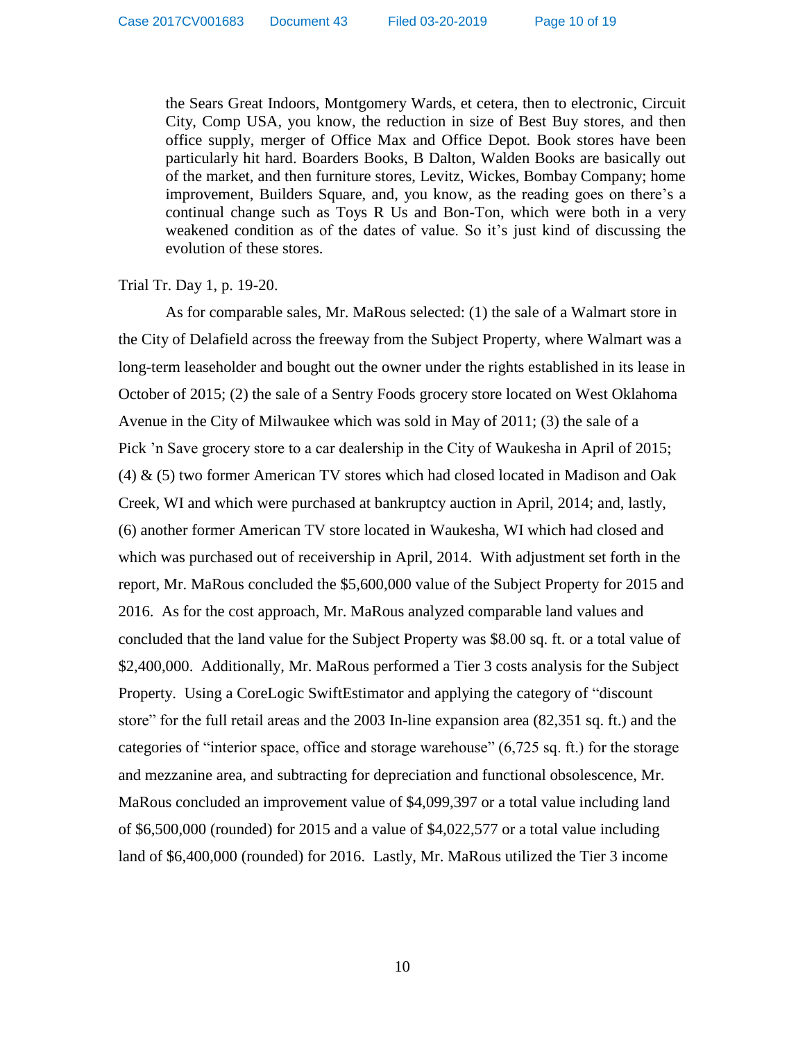> the Sears Great Indoors, Montgomery Wards, et cetera, then to electronic, Circuit City, Comp USA, you know, the reduction in size of Best Buy stores, and then office supply, merger of Office Max and Office Depot. Book stores have been particularly hit hard. Boarders Books, B Dalton, Walden Books are basically out of the market, and then furniture stores, Levitz, Wickes, Bombay Company; home improvement, Builders Square, and, you know, as the reading goes on there's a continual change such as Toys R Us and Bon-Ton, which were both in a very weakened condition as of the dates of value. So it's just kind of discussing the evolution of these stores.

Trial Tr. Day 1, p. 19-20.

As for comparable sales, Mr. MaRous selected: (1) the sale of a Walmart store in the City of Delafield across the freeway from the Subject Property, where Walmart was a long-term leaseholder and bought out the owner under the rights established in its lease in October of 2015; (2) the sale of a Sentry Foods grocery store located on West Oklahoma Avenue in the City of Milwaukee which was sold in May of 2011; (3) the sale of a Pick 'n Save grocery store to a car dealership in the City of Waukesha in April of 2015; (4) & (5) two former American TV stores which had closed located in Madison and Oak Creek, WI and which were purchased at bankruptcy auction in April, 2014; and, lastly, (6) another former American TV store located in Waukesha, WI which had closed and which was purchased out of receivership in April, 2014. With adjustment set forth in the report, Mr. MaRous concluded the $5,600,000 value of the Subject Property for 2015 and 2016. As for the cost approach, Mr. MaRous analyzed comparable land values and concluded that the land value for the Subject Property was $8.00 sq. ft. or a total value of $2,400,000. Additionally, Mr. MaRous performed a Tier 3 costs analysis for the Subject Property. Using a CoreLogic SwiftEstimator and applying the category of "discount store" for the full retail areas and the 2003 In-line expansion area (82,351 sq. ft.) and the categories of "interior space, office and storage warehouse" (6,725 sq. ft.) for the storage and mezzanine area, and subtracting for depreciation and functional obsolescence, Mr. MaRous concluded an improvement value of $4,099,397 or a total value including land of $6,500,000 (rounded) for 2015 and a value of $4,022,577 or a total value including land of $6,400,000 (rounded) for 2016. Lastly, Mr. MaRous utilized the Tier 3 income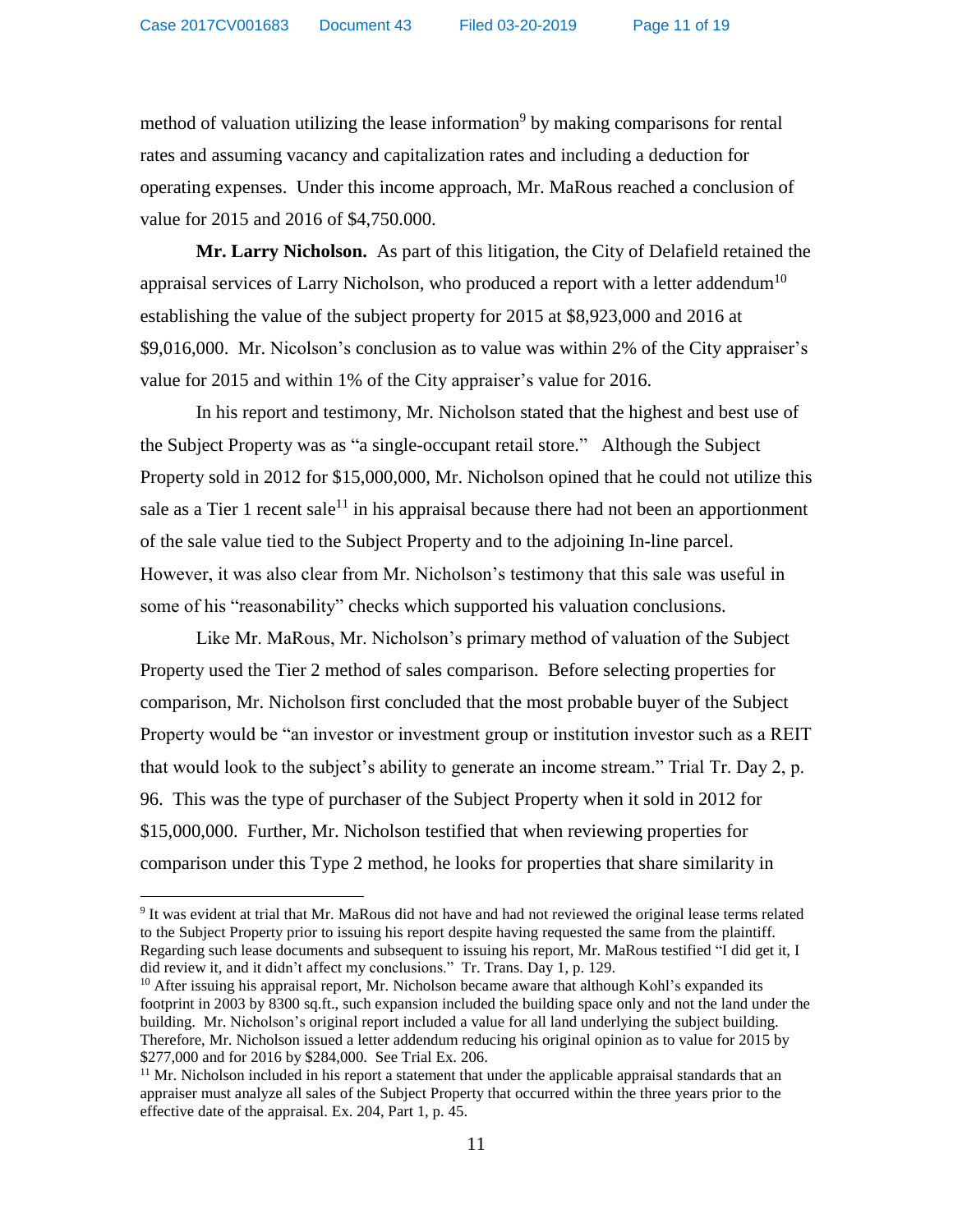method of valuation utilizing the lease information[9] by making comparisons for rental rates and assuming vacancy and capitalization rates and including a deduction for operating expenses. Under this income approach, Mr. MaRous reached a conclusion of value for 2015 and 2016 of $4,750.000.

**Mr. Larry Nicholson.** As part of this litigation, the City of Delafield retained the appraisal services of Larry Nicholson, who produced a report with a letter addendum[10] establishing the value of the subject property for 2015 at $8,923,000 and 2016 at $9,016,000. Mr. Nicolson's conclusion as to value was within 2% of the City appraiser's value for 2015 and within 1% of the City appraiser's value for 2016.

In his report and testimony, Mr. Nicholson stated that the highest and best use of the Subject Property was as "a single-occupant retail store." Although the Subject Property sold in 2012 for $15,000,000, Mr. Nicholson opined that he could not utilize this sale as a Tier 1 recent sale[11] in his appraisal because there had not been an apportionment of the sale value tied to the Subject Property and to the adjoining In-line parcel. However, it was also clear from Mr. Nicholson's testimony that this sale was useful in some of his "reasonability" checks which supported his valuation conclusions.

Like Mr. MaRous, Mr. Nicholson's primary method of valuation of the Subject Property used the Tier 2 method of sales comparison. Before selecting properties for comparison, Mr. Nicholson first concluded that the most probable buyer of the Subject Property would be "an investor or investment group or institution investor such as a REIT that would look to the subject's ability to generate an income stream." Trial Tr. Day 2, p. 96. This was the type of purchaser of the Subject Property when it sold in 2012 for $15,000,000. Further, Mr. Nicholson testified that when reviewing properties for comparison under this Type 2 method, he looks for properties that share similarity in

---

[9] It was evident at trial that Mr. MaRous did not have and had not reviewed the original lease terms related to the Subject Property prior to issuing his report despite having requested the same from the plaintiff. Regarding such lease documents and subsequent to issuing his report, Mr. MaRous testified "I did get it, I did review it, and it didn't affect my conclusions." Tr. Trans. Day 1, p. 129.

[10] After issuing his appraisal report, Mr. Nicholson became aware that although Kohl's expanded its footprint in 2003 by 8300 sq.ft., such expansion included the building space only and not the land under the building. Mr. Nicholson's original report included a value for all land underlying the subject building. Therefore, Mr. Nicholson issued a letter addendum reducing his original opinion as to value for 2015 by $277,000 and for 2016 by $284,000. See Trial Ex. 206.

[11] Mr. Nicholson included in his report a statement that under the applicable appraisal standards that an appraiser must analyze all sales of the Subject Property that occurred within the three years prior to the effective date of the appraisal. Ex. 204, Part 1, p. 45.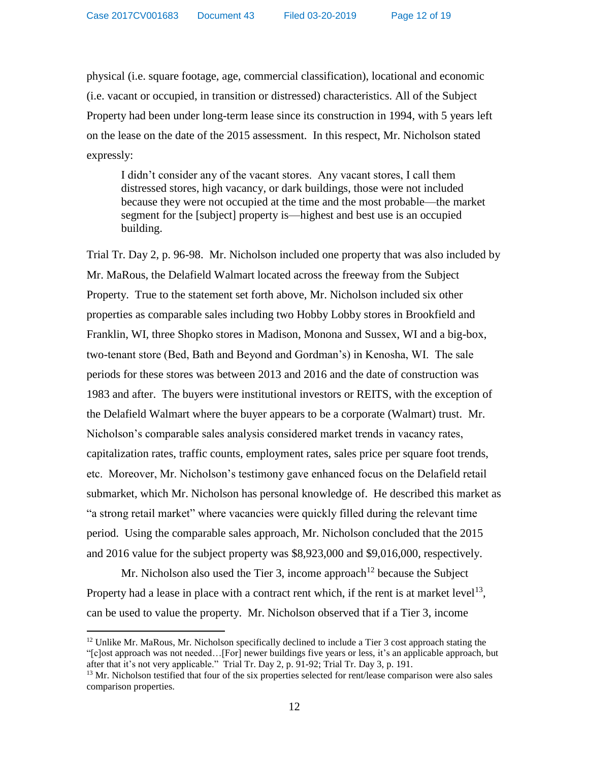physical (i.e. square footage, age, commercial classification), locational and economic (i.e. vacant or occupied, in transition or distressed) characteristics. All of the Subject Property had been under long-term lease since its construction in 1994, with 5 years left on the lease on the date of the 2015 assessment. In this respect, Mr. Nicholson stated expressly:

> I didn't consider any of the vacant stores. Any vacant stores, I call them distressed stores, high vacancy, or dark buildings, those were not included because they were not occupied at the time and the most probable—the market segment for the [subject] property is—highest and best use is an occupied building.

Trial Tr. Day 2, p. 96-98. Mr. Nicholson included one property that was also included by Mr. MaRous, the Delafield Walmart located across the freeway from the Subject Property. True to the statement set forth above, Mr. Nicholson included six other properties as comparable sales including two Hobby Lobby stores in Brookfield and Franklin, WI, three Shopko stores in Madison, Monona and Sussex, WI and a big-box, two-tenant store (Bed, Bath and Beyond and Gordman's) in Kenosha, WI. The sale periods for these stores was between 2013 and 2016 and the date of construction was 1983 and after. The buyers were institutional investors or REITS, with the exception of the Delafield Walmart where the buyer appears to be a corporate (Walmart) trust. Mr. Nicholson's comparable sales analysis considered market trends in vacancy rates, capitalization rates, traffic counts, employment rates, sales price per square foot trends, etc. Moreover, Mr. Nicholson's testimony gave enhanced focus on the Delafield retail submarket, which Mr. Nicholson has personal knowledge of. He described this market as "a strong retail market" where vacancies were quickly filled during the relevant time period. Using the comparable sales approach, Mr. Nicholson concluded that the 2015 and 2016 value for the subject property was $8,923,000 and $9,016,000, respectively.

Mr. Nicholson also used the Tier 3, income approach[12] because the Subject Property had a lease in place with a contract rent which, if the rent is at market level[13], can be used to value the property. Mr. Nicholson observed that if a Tier 3, income

---

[12] Unlike Mr. MaRous, Mr. Nicholson specifically declined to include a Tier 3 cost approach stating the "[c]ost approach was not needed…[For] newer buildings five years or less, it's an applicable approach, but after that it's not very applicable." Trial Tr. Day 2, p. 91-92; Trial Tr. Day 3, p. 191.

[13] Mr. Nicholson testified that four of the six properties selected for rent/lease comparison were also sales comparison properties.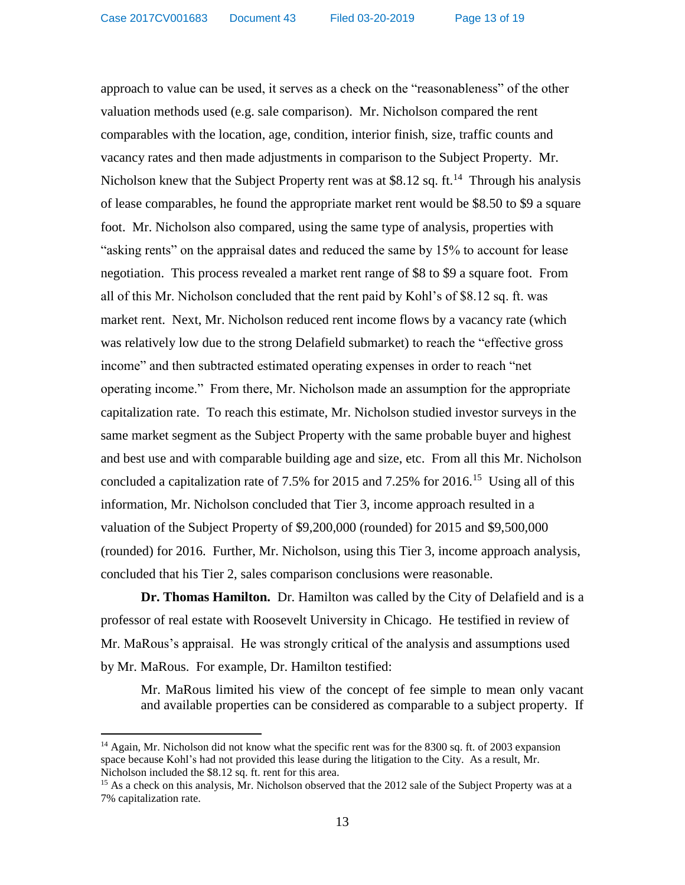approach to value can be used, it serves as a check on the "reasonableness" of the other valuation methods used (e.g. sale comparison). Mr. Nicholson compared the rent comparables with the location, age, condition, interior finish, size, traffic counts and vacancy rates and then made adjustments in comparison to the Subject Property. Mr. Nicholson knew that the Subject Property rent was at $8.12 sq. ft.[14] Through his analysis of lease comparables, he found the appropriate market rent would be $8.50 to $9 a square foot. Mr. Nicholson also compared, using the same type of analysis, properties with "asking rents" on the appraisal dates and reduced the same by 15% to account for lease negotiation. This process revealed a market rent range of $8 to $9 a square foot. From all of this Mr. Nicholson concluded that the rent paid by Kohl's of $8.12 sq. ft. was market rent. Next, Mr. Nicholson reduced rent income flows by a vacancy rate (which was relatively low due to the strong Delafield submarket) to reach the "effective gross income" and then subtracted estimated operating expenses in order to reach "net operating income." From there, Mr. Nicholson made an assumption for the appropriate capitalization rate. To reach this estimate, Mr. Nicholson studied investor surveys in the same market segment as the Subject Property with the same probable buyer and highest and best use and with comparable building age and size, etc. From all this Mr. Nicholson concluded a capitalization rate of 7.5% for 2015 and 7.25% for 2016.[15] Using all of this information, Mr. Nicholson concluded that Tier 3, income approach resulted in a valuation of the Subject Property of $9,200,000 (rounded) for 2015 and $9,500,000 (rounded) for 2016. Further, Mr. Nicholson, using this Tier 3, income approach analysis, concluded that his Tier 2, sales comparison conclusions were reasonable.

**Dr. Thomas Hamilton.** Dr. Hamilton was called by the City of Delafield and is a professor of real estate with Roosevelt University in Chicago. He testified in review of Mr. MaRous's appraisal. He was strongly critical of the analysis and assumptions used by Mr. MaRous. For example, Dr. Hamilton testified:

> Mr. MaRous limited his view of the concept of fee simple to mean only vacant and available properties can be considered as comparable to a subject property. If

---

[14] Again, Mr. Nicholson did not know what the specific rent was for the 8300 sq. ft. of 2003 expansion space because Kohl's had not provided this lease during the litigation to the City. As a result, Mr. Nicholson included the $8.12 sq. ft. rent for this area.

[15] As a check on this analysis, Mr. Nicholson observed that the 2012 sale of the Subject Property was at a 7% capitalization rate.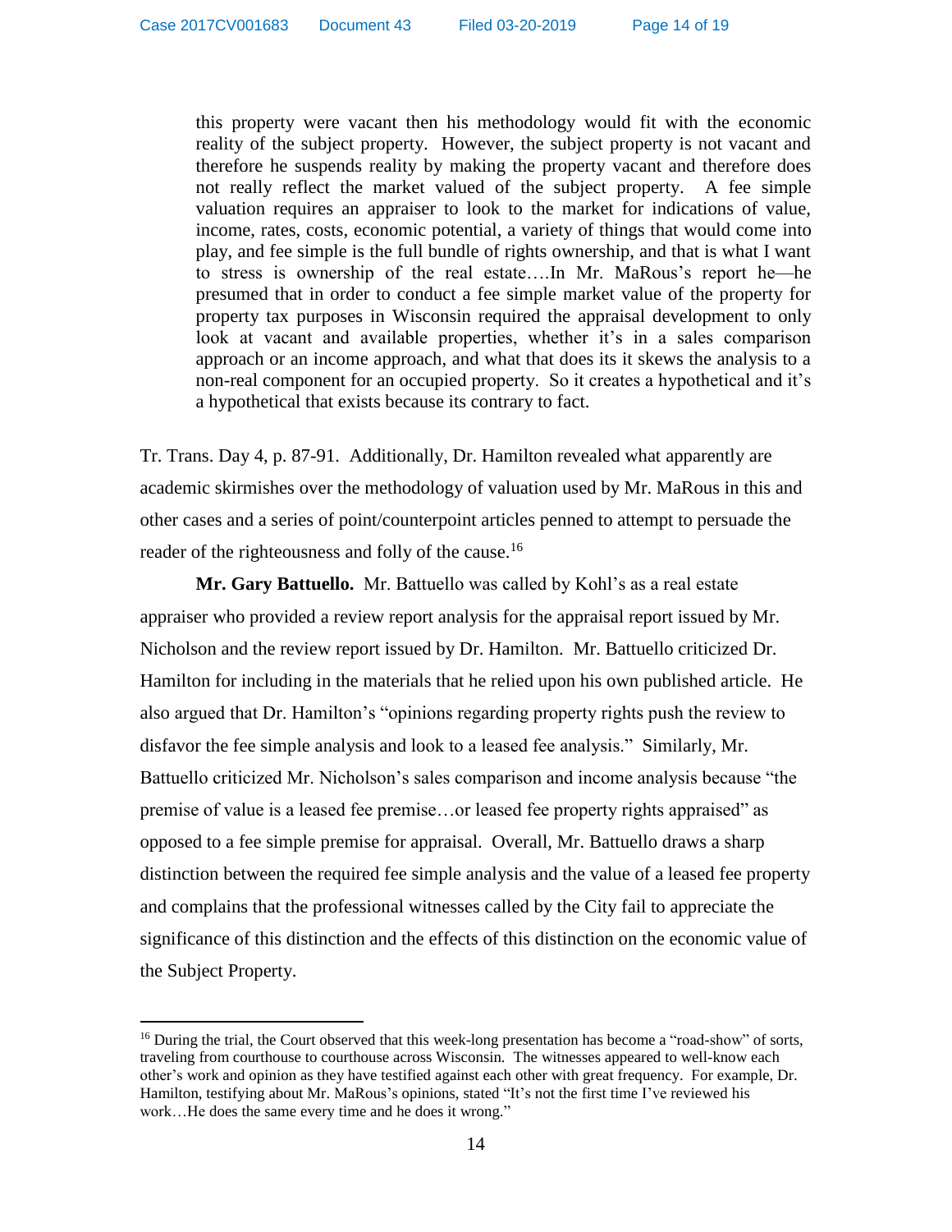> this property were vacant then his methodology would fit with the economic reality of the subject property. However, the subject property is not vacant and therefore he suspends reality by making the property vacant and therefore does not really reflect the market valued of the subject property. A fee simple valuation requires an appraiser to look to the market for indications of value, income, rates, costs, economic potential, a variety of things that would come into play, and fee simple is the full bundle of rights ownership, and that is what I want to stress is ownership of the real estate….In Mr. MaRous's report he—he presumed that in order to conduct a fee simple market value of the property for property tax purposes in Wisconsin required the appraisal development to only look at vacant and available properties, whether it's in a sales comparison approach or an income approach, and what that does its it skews the analysis to a non-real component for an occupied property. So it creates a hypothetical and it's a hypothetical that exists because its contrary to fact.

Tr. Trans. Day 4, p. 87-91. Additionally, Dr. Hamilton revealed what apparently are academic skirmishes over the methodology of valuation used by Mr. MaRous in this and other cases and a series of point/counterpoint articles penned to attempt to persuade the reader of the righteousness and folly of the cause.[16]

**Mr. Gary Battuello.** Mr. Battuello was called by Kohl's as a real estate appraiser who provided a review report analysis for the appraisal report issued by Mr. Nicholson and the review report issued by Dr. Hamilton. Mr. Battuello criticized Dr. Hamilton for including in the materials that he relied upon his own published article. He also argued that Dr. Hamilton's "opinions regarding property rights push the review to disfavor the fee simple analysis and look to a leased fee analysis." Similarly, Mr. Battuello criticized Mr. Nicholson's sales comparison and income analysis because "the premise of value is a leased fee premise…or leased fee property rights appraised" as opposed to a fee simple premise for appraisal. Overall, Mr. Battuello draws a sharp distinction between the required fee simple analysis and the value of a leased fee property and complains that the professional witnesses called by the City fail to appreciate the significance of this distinction and the effects of this distinction on the economic value of the Subject Property.

---

[16] During the trial, the Court observed that this week-long presentation has become a "road-show" of sorts, traveling from courthouse to courthouse across Wisconsin. The witnesses appeared to well-know each other's work and opinion as they have testified against each other with great frequency. For example, Dr. Hamilton, testifying about Mr. MaRous's opinions, stated "It's not the first time I've reviewed his work…He does the same every time and he does it wrong."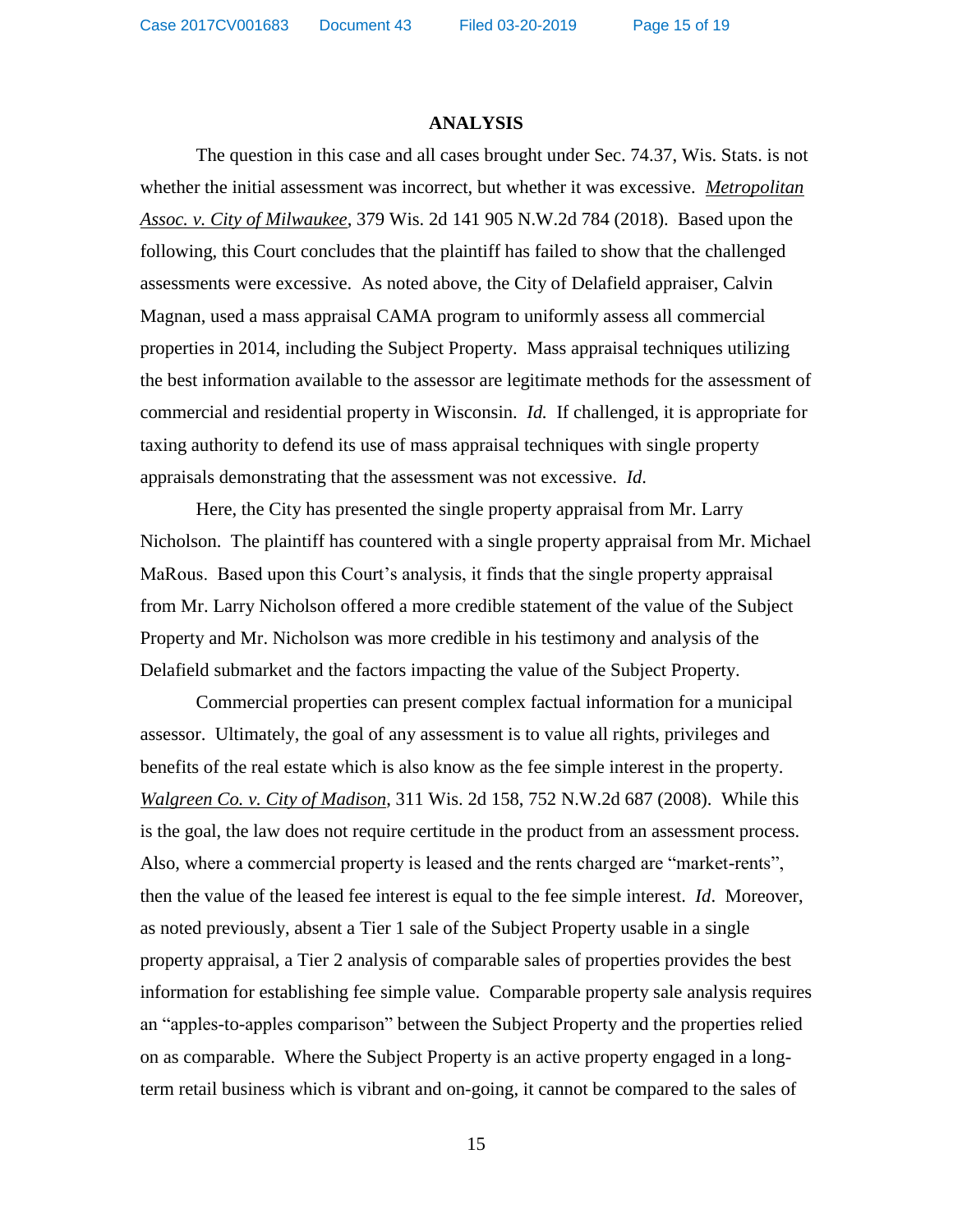## ANALYSIS

The question in this case and all cases brought under Sec. 74.37, Wis. Stats. is not whether the initial assessment was incorrect, but whether it was excessive. *Metropolitan Assoc. v. City of Milwaukee*, 379 Wis. 2d 141 905 N.W.2d 784 (2018). Based upon the following, this Court concludes that the plaintiff has failed to show that the challenged assessments were excessive. As noted above, the City of Delafield appraiser, Calvin Magnan, used a mass appraisal CAMA program to uniformly assess all commercial properties in 2014, including the Subject Property. Mass appraisal techniques utilizing the best information available to the assessor are legitimate methods for the assessment of commercial and residential property in Wisconsin. *Id.* If challenged, it is appropriate for taxing authority to defend its use of mass appraisal techniques with single property appraisals demonstrating that the assessment was not excessive. *Id.*

Here, the City has presented the single property appraisal from Mr. Larry Nicholson. The plaintiff has countered with a single property appraisal from Mr. Michael MaRous. Based upon this Court's analysis, it finds that the single property appraisal from Mr. Larry Nicholson offered a more credible statement of the value of the Subject Property and Mr. Nicholson was more credible in his testimony and analysis of the Delafield submarket and the factors impacting the value of the Subject Property.

Commercial properties can present complex factual information for a municipal assessor. Ultimately, the goal of any assessment is to value all rights, privileges and benefits of the real estate which is also know as the fee simple interest in the property. *Walgreen Co. v. City of Madison*, 311 Wis. 2d 158, 752 N.W.2d 687 (2008). While this is the goal, the law does not require certitude in the product from an assessment process. Also, where a commercial property is leased and the rents charged are "market-rents", then the value of the leased fee interest is equal to the fee simple interest. *Id*. Moreover, as noted previously, absent a Tier 1 sale of the Subject Property usable in a single property appraisal, a Tier 2 analysis of comparable sales of properties provides the best information for establishing fee simple value. Comparable property sale analysis requires an "apples-to-apples comparison" between the Subject Property and the properties relied on as comparable. Where the Subject Property is an active property engaged in a long-term retail business which is vibrant and on-going, it cannot be compared to the sales of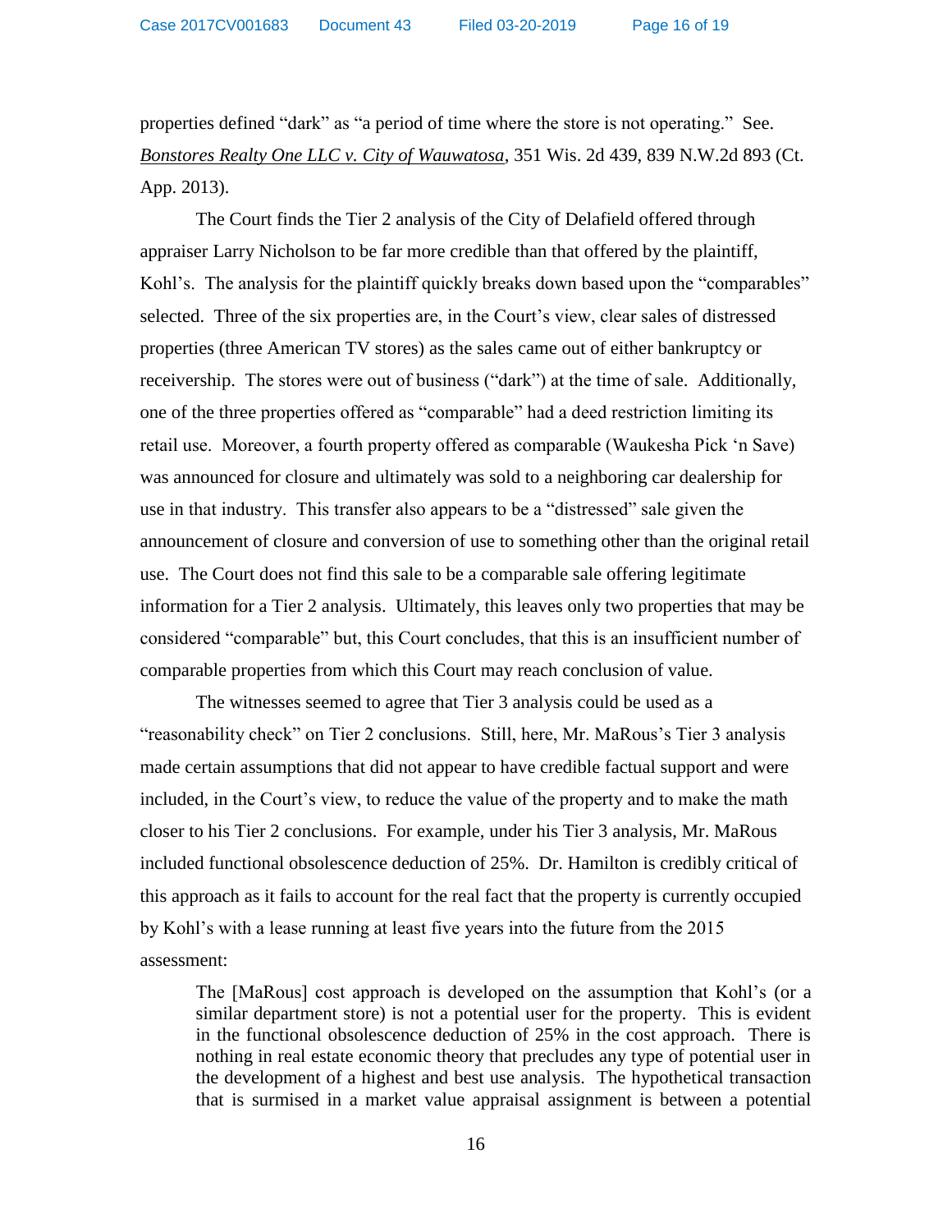properties defined "dark" as "a period of time where the store is not operating." See. _Bonstores Realty One LLC v. City of Wauwatosa_, 351 Wis. 2d 439, 839 N.W.2d 893 (Ct. App. 2013).

The Court finds the Tier 2 analysis of the City of Delafield offered through appraiser Larry Nicholson to be far more credible than that offered by the plaintiff, Kohl's. The analysis for the plaintiff quickly breaks down based upon the "comparables" selected. Three of the six properties are, in the Court's view, clear sales of distressed properties (three American TV stores) as the sales came out of either bankruptcy or receivership. The stores were out of business ("dark") at the time of sale. Additionally, one of the three properties offered as "comparable" had a deed restriction limiting its retail use. Moreover, a fourth property offered as comparable (Waukesha Pick 'n Save) was announced for closure and ultimately was sold to a neighboring car dealership for use in that industry. This transfer also appears to be a "distressed" sale given the announcement of closure and conversion of use to something other than the original retail use. The Court does not find this sale to be a comparable sale offering legitimate information for a Tier 2 analysis. Ultimately, this leaves only two properties that may be considered "comparable" but, this Court concludes, that this is an insufficient number of comparable properties from which this Court may reach conclusion of value.

The witnesses seemed to agree that Tier 3 analysis could be used as a "reasonability check" on Tier 2 conclusions. Still, here, Mr. MaRous's Tier 3 analysis made certain assumptions that did not appear to have credible factual support and were included, in the Court's view, to reduce the value of the property and to make the math closer to his Tier 2 conclusions. For example, under his Tier 3 analysis, Mr. MaRous included functional obsolescence deduction of 25%. Dr. Hamilton is credibly critical of this approach as it fails to account for the real fact that the property is currently occupied by Kohl's with a lease running at least five years into the future from the 2015 assessment:

> The [MaRous] cost approach is developed on the assumption that Kohl's (or a similar department store) is not a potential user for the property. This is evident in the functional obsolescence deduction of 25% in the cost approach. There is nothing in real estate economic theory that precludes any type of potential user in the development of a highest and best use analysis. The hypothetical transaction that is surmised in a market value appraisal assignment is between a potential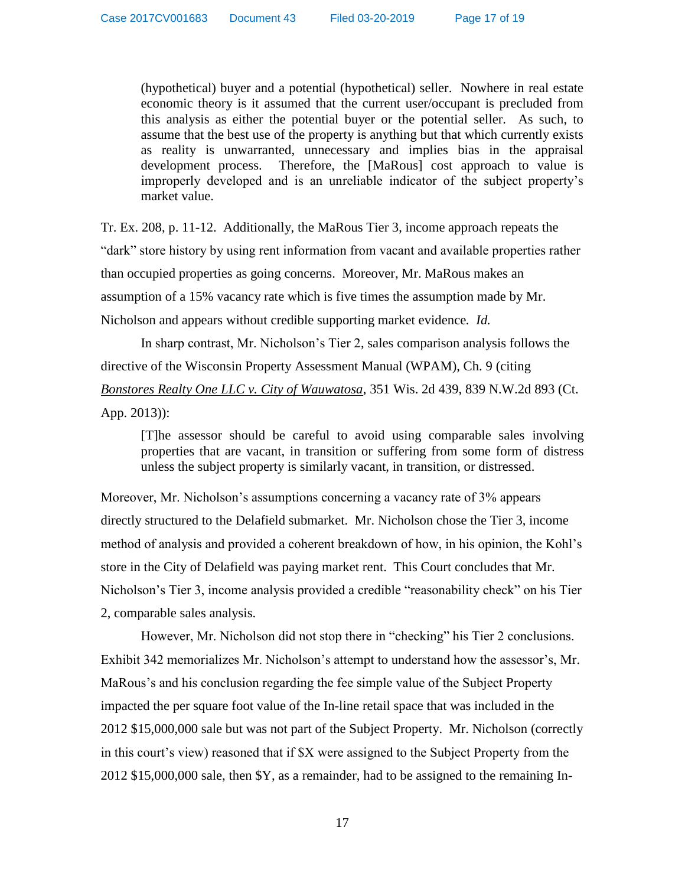> (hypothetical) buyer and a potential (hypothetical) seller. Nowhere in real estate economic theory is it assumed that the current user/occupant is precluded from this analysis as either the potential buyer or the potential seller. As such, to assume that the best use of the property is anything but that which currently exists as reality is unwarranted, unnecessary and implies bias in the appraisal development process. Therefore, the [MaRous] cost approach to value is improperly developed and is an unreliable indicator of the subject property's market value.

Tr. Ex. 208, p. 11-12. Additionally, the MaRous Tier 3, income approach repeats the "dark" store history by using rent information from vacant and available properties rather than occupied properties as going concerns. Moreover, Mr. MaRous makes an assumption of a 15% vacancy rate which is five times the assumption made by Mr. Nicholson and appears without credible supporting market evidence. *Id.*

In sharp contrast, Mr. Nicholson's Tier 2, sales comparison analysis follows the directive of the Wisconsin Property Assessment Manual (WPAM), Ch. 9 (citing Bonstores Realty One LLC v. City of Wauwatosa, 351 Wis. 2d 439, 839 N.W.2d 893 (Ct. App. 2013)):

> [T]he assessor should be careful to avoid using comparable sales involving properties that are vacant, in transition or suffering from some form of distress unless the subject property is similarly vacant, in transition, or distressed.

Moreover, Mr. Nicholson's assumptions concerning a vacancy rate of 3% appears directly structured to the Delafield submarket. Mr. Nicholson chose the Tier 3, income method of analysis and provided a coherent breakdown of how, in his opinion, the Kohl's store in the City of Delafield was paying market rent. This Court concludes that Mr. Nicholson's Tier 3, income analysis provided a credible "reasonability check" on his Tier 2, comparable sales analysis.

However, Mr. Nicholson did not stop there in "checking" his Tier 2 conclusions. Exhibit 342 memorializes Mr. Nicholson's attempt to understand how the assessor's, Mr. MaRous's and his conclusion regarding the fee simple value of the Subject Property impacted the per square foot value of the In-line retail space that was included in the 2012 $15,000,000 sale but was not part of the Subject Property. Mr. Nicholson (correctly in this court's view) reasoned that if $X were assigned to the Subject Property from the 2012 $15,000,000 sale, then $Y, as a remainder, had to be assigned to the remaining In-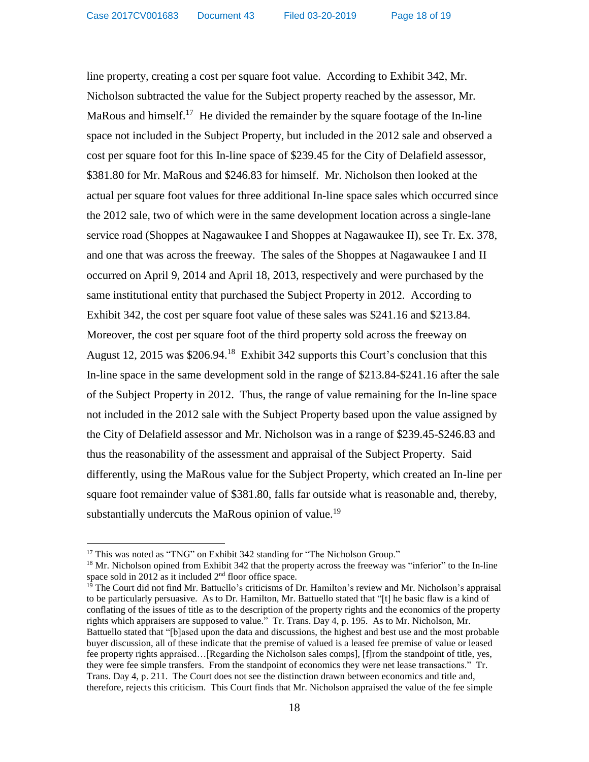line property, creating a cost per square foot value. According to Exhibit 342, Mr. Nicholson subtracted the value for the Subject property reached by the assessor, Mr. MaRous and himself.[17] He divided the remainder by the square footage of the In-line space not included in the Subject Property, but included in the 2012 sale and observed a cost per square foot for this In-line space of $239.45 for the City of Delafield assessor, $381.80 for Mr. MaRous and $246.83 for himself. Mr. Nicholson then looked at the actual per square foot values for three additional In-line space sales which occurred since the 2012 sale, two of which were in the same development location across a single-lane service road (Shoppes at Nagawaukee I and Shoppes at Nagawaukee II), see Tr. Ex. 378, and one that was across the freeway. The sales of the Shoppes at Nagawaukee I and II occurred on April 9, 2014 and April 18, 2013, respectively and were purchased by the same institutional entity that purchased the Subject Property in 2012. According to Exhibit 342, the cost per square foot value of these sales was $241.16 and $213.84. Moreover, the cost per square foot of the third property sold across the freeway on August 12, 2015 was $206.94.[18] Exhibit 342 supports this Court's conclusion that this In-line space in the same development sold in the range of $213.84-$241.16 after the sale of the Subject Property in 2012. Thus, the range of value remaining for the In-line space not included in the 2012 sale with the Subject Property based upon the value assigned by the City of Delafield assessor and Mr. Nicholson was in a range of $239.45-$246.83 and thus the reasonability of the assessment and appraisal of the Subject Property. Said differently, using the MaRous value for the Subject Property, which created an In-line per square foot remainder value of $381.80, falls far outside what is reasonable and, thereby, substantially undercuts the MaRous opinion of value.[19]

---

[17] This was noted as "TNG" on Exhibit 342 standing for "The Nicholson Group."

[18] Mr. Nicholson opined from Exhibit 342 that the property across the freeway was "inferior" to the In-line space sold in 2012 as it included 2nd floor office space.

[19] The Court did not find Mr. Battuello's criticisms of Dr. Hamilton's review and Mr. Nicholson's appraisal to be particularly persuasive. As to Dr. Hamilton, Mr. Battuello stated that "[t] he basic flaw is a kind of conflating of the issues of title as to the description of the property rights and the economics of the property rights which appraisers are supposed to value." Tr. Trans. Day 4, p. 195. As to Mr. Nicholson, Mr. Battuello stated that "[b]ased upon the data and discussions, the highest and best use and the most probable buyer discussion, all of these indicate that the premise of valued is a leased fee premise of value or leased fee property rights appraised…[Regarding the Nicholson sales comps], [f]rom the standpoint of title, yes, they were fee simple transfers. From the standpoint of economics they were net lease transactions." Tr. Trans. Day 4, p. 211. The Court does not see the distinction drawn between economics and title and, therefore, rejects this criticism. This Court finds that Mr. Nicholson appraised the value of the fee simple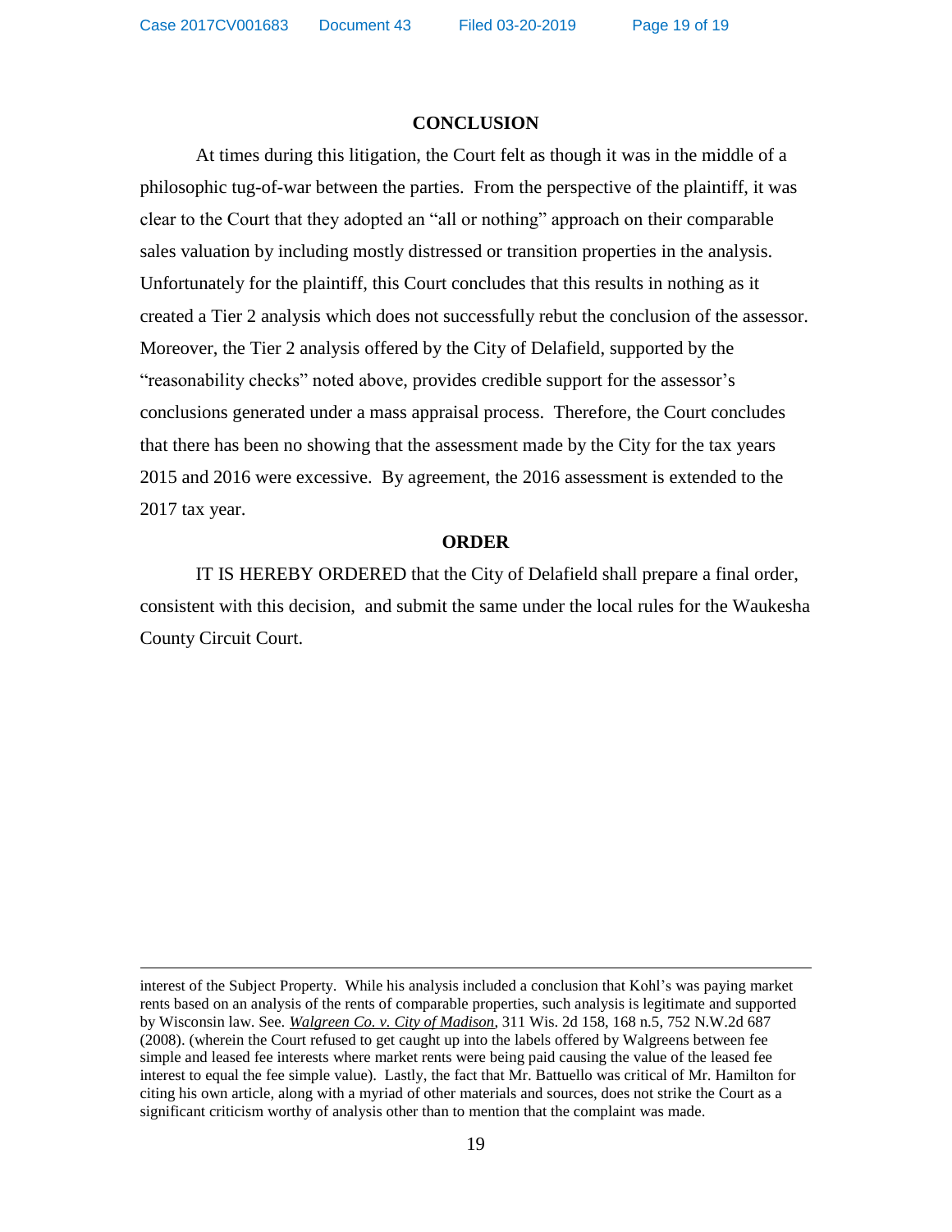## CONCLUSION

At times during this litigation, the Court felt as though it was in the middle of a philosophic tug-of-war between the parties. From the perspective of the plaintiff, it was clear to the Court that they adopted an "all or nothing" approach on their comparable sales valuation by including mostly distressed or transition properties in the analysis. Unfortunately for the plaintiff, this Court concludes that this results in nothing as it created a Tier 2 analysis which does not successfully rebut the conclusion of the assessor. Moreover, the Tier 2 analysis offered by the City of Delafield, supported by the "reasonability checks" noted above, provides credible support for the assessor's conclusions generated under a mass appraisal process. Therefore, the Court concludes that there has been no showing that the assessment made by the City for the tax years 2015 and 2016 were excessive. By agreement, the 2016 assessment is extended to the 2017 tax year.

## ORDER

IT IS HEREBY ORDERED that the City of Delafield shall prepare a final order, consistent with this decision, and submit the same under the local rules for the Waukesha County Circuit Court.

---

interest of the Subject Property. While his analysis included a conclusion that Kohl's was paying market rents based on an analysis of the rents of comparable properties, such analysis is legitimate and supported by Wisconsin law. See. *Walgreen Co. v. City of Madison*, 311 Wis. 2d 158, 168 n.5, 752 N.W.2d 687 (2008). (wherein the Court refused to get caught up into the labels offered by Walgreens between fee simple and leased fee interests where market rents were being paid causing the value of the leased fee interest to equal the fee simple value). Lastly, the fact that Mr. Battuello was critical of Mr. Hamilton for citing his own article, along with a myriad of other materials and sources, does not strike the Court as a significant criticism worthy of analysis other than to mention that the complaint was made.